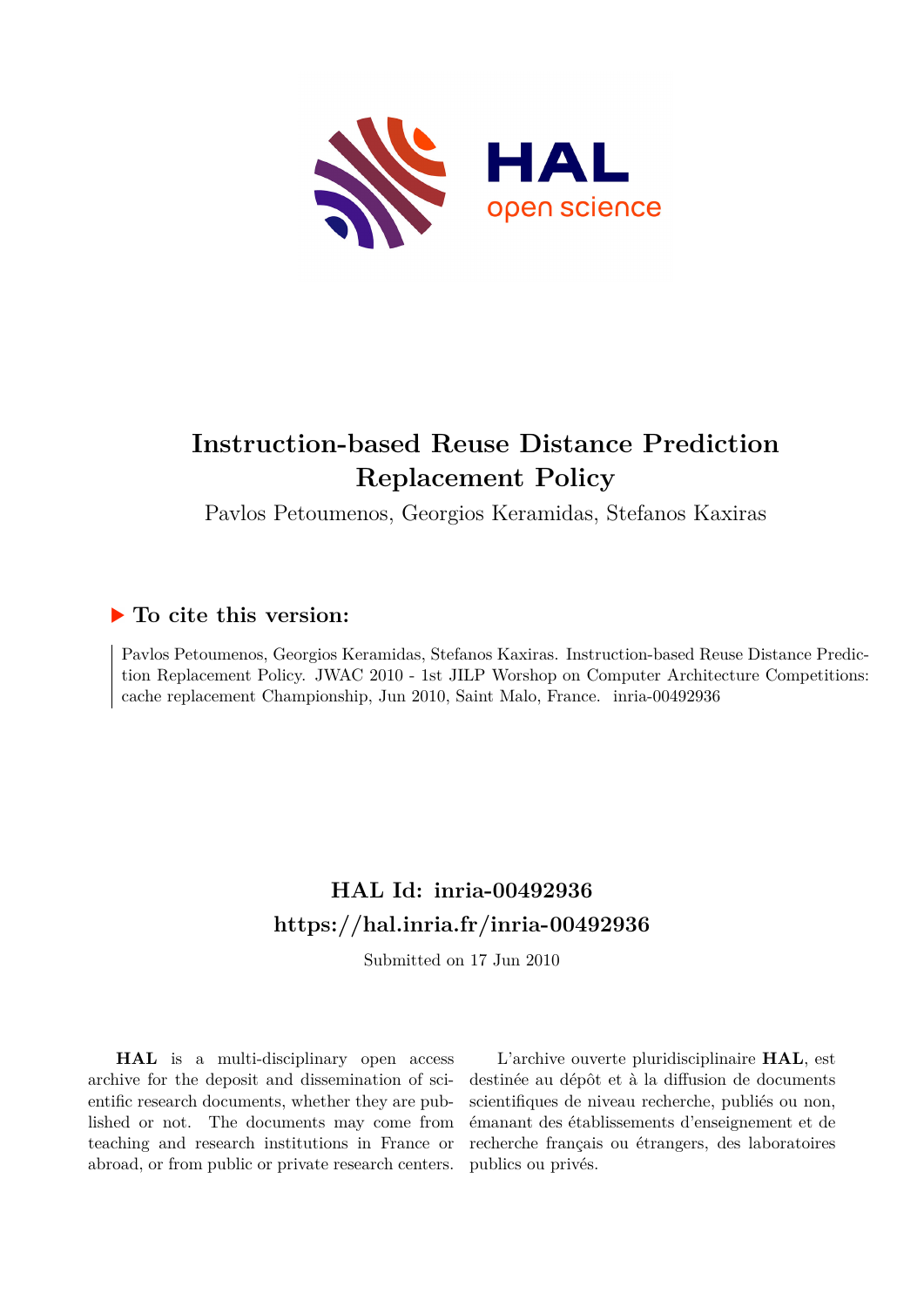# Instruction-based Reuse Distance Prediction Replacement Policy

Pavlos Petoumenos, Georgios Keramidas, Stefanos Kaxiras

## ▶ To cite this version:

Pavlos Petoumenos, Georgios Keramidas, Stefanos Kaxiras. Instruction-based Reuse Distance Prediction Replacement Policy. JWAC 2010 - 1st JILP Worshop on Computer Architecture Competitions: cache replacement Championship, Jun 2010, Saint Malo, France. inria-00492936

## HAL Id: inria-00492936
## https://hal.inria.fr/inria-00492936

Submitted on 17 Jun 2010

**HAL** is a multi-disciplinary open access archive for the deposit and dissemination of scientific research documents, whether they are published or not. The documents may come from teaching and research institutions in France or abroad, or from public or private research centers.

L'archive ouverte pluridisciplinaire **HAL**, est destinée au dépôt et à la diffusion de documents scientifiques de niveau recherche, publiés ou non, émanant des établissements d'enseignement et de recherche français ou étrangers, des laboratoires publics ou privés.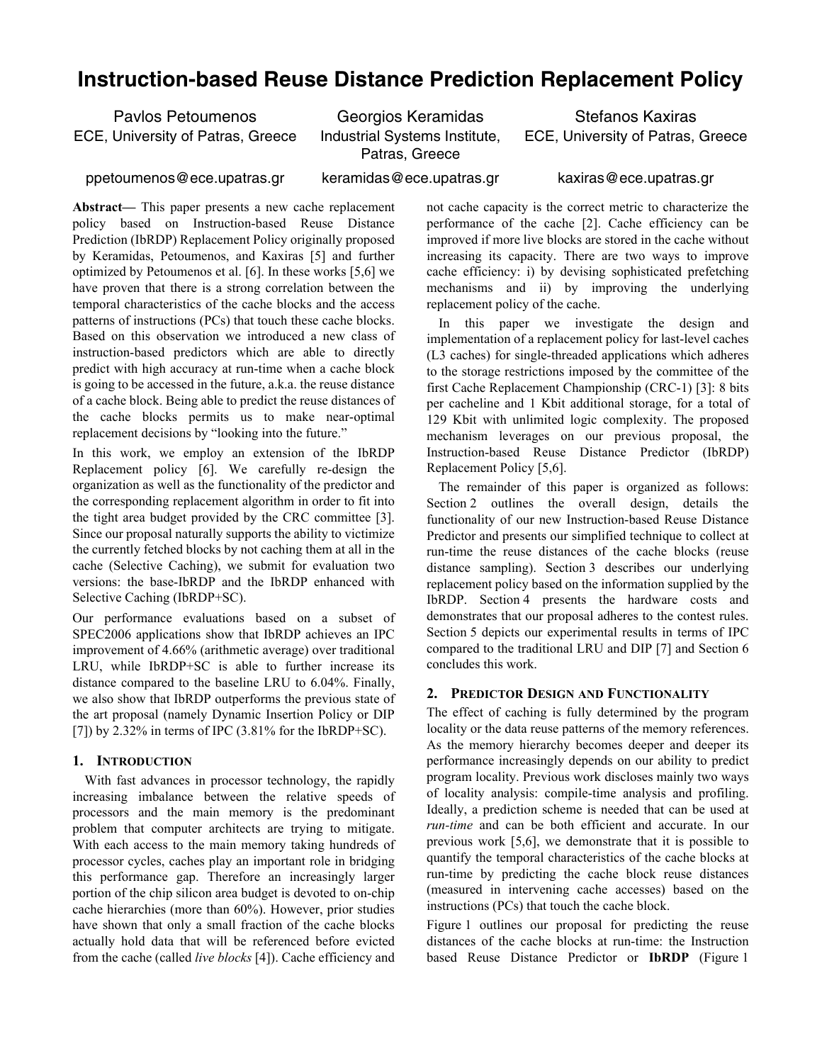# Instruction-based Reuse Distance Prediction Replacement Policy

Pavlos Petoumenos
ECE, University of Patras, Greece

ppetoumenos@ece.upatras.gr

Georgios Keramidas
Industrial Systems Institute, Patras, Greece

keramidas@ece.upatras.gr

Stefanos Kaxiras
ECE, University of Patras, Greece

kaxiras@ece.upatras.gr

**Abstract—** This paper presents a new cache replacement policy based on Instruction-based Reuse Distance Prediction (IbRDP) Replacement Policy originally proposed by Keramidas, Petoumenos, and Kaxiras [5] and further optimized by Petoumenos et al. [6]. In these works [5,6] we have proven that there is a strong correlation between the temporal characteristics of the cache blocks and the access patterns of instructions (PCs) that touch these cache blocks. Based on this observation we introduced a new class of instruction-based predictors which are able to directly predict with high accuracy at run-time when a cache block is going to be accessed in the future, a.k.a. the reuse distance of a cache block. Being able to predict the reuse distances of the cache blocks permits us to make near-optimal replacement decisions by "looking into the future."

In this work, we employ an extension of the IbRDP Replacement policy [6]. We carefully re-design the organization as well as the functionality of the predictor and the corresponding replacement algorithm in order to fit into the tight area budget provided by the CRC committee [3]. Since our proposal naturally supports the ability to victimize the currently fetched blocks by not caching them at all in the cache (Selective Caching), we submit for evaluation two versions: the base-IbRDP and the IbRDP enhanced with Selective Caching (IbRDP+SC).

Our performance evaluations based on a subset of SPEC2006 applications show that IbRDP achieves an IPC improvement of 4.66% (arithmetic average) over traditional LRU, while IbRDP+SC is able to further increase its distance compared to the baseline LRU to 6.04%. Finally, we also show that IbRDP outperforms the previous state of the art proposal (namely Dynamic Insertion Policy or DIP [7]) by 2.32% in terms of IPC (3.81% for the IbRDP+SC).

## 1. Introduction

With fast advances in processor technology, the rapidly increasing imbalance between the relative speeds of processors and the main memory is the predominant problem that computer architects are trying to mitigate. With each access to the main memory taking hundreds of processor cycles, caches play an important role in bridging this performance gap. Therefore an increasingly larger portion of the chip silicon area budget is devoted to on-chip cache hierarchies (more than 60%). However, prior studies have shown that only a small fraction of the cache blocks actually hold data that will be referenced before evicted from the cache (called *live blocks* [4]). Cache efficiency and not cache capacity is the correct metric to characterize the performance of the cache [2]. Cache efficiency can be improved if more live blocks are stored in the cache without increasing its capacity. There are two ways to improve cache efficiency: i) by devising sophisticated prefetching mechanisms and ii) by improving the underlying replacement policy of the cache.

In this paper we investigate the design and implementation of a replacement policy for last-level caches (L3 caches) for single-threaded applications which adheres to the storage restrictions imposed by the committee of the first Cache Replacement Championship (CRC-1) [3]: 8 bits per cacheline and 1 Kbit additional storage, for a total of 129 Kbit with unlimited logic complexity. The proposed mechanism leverages on our previous proposal, the Instruction-based Reuse Distance Predictor (IbRDP) Replacement Policy [5,6].

The remainder of this paper is organized as follows: Section 2 outlines the overall design, details the functionality of our new Instruction-based Reuse Distance Predictor and presents our simplified technique to collect at run-time the reuse distances of the cache blocks (reuse distance sampling). Section 3 describes our underlying replacement policy based on the information supplied by the IbRDP. Section 4 presents the hardware costs and demonstrates that our proposal adheres to the contest rules. Section 5 depicts our experimental results in terms of IPC compared to the traditional LRU and DIP [7] and Section 6 concludes this work.

## 2. Predictor Design and Functionality

The effect of caching is fully determined by the program locality or the data reuse patterns of the memory references. As the memory hierarchy becomes deeper and deeper its performance increasingly depends on our ability to predict program locality. Previous work discloses mainly two ways of locality analysis: compile-time analysis and profiling. Ideally, a prediction scheme is needed that can be used at *run-time* and can be both efficient and accurate. In our previous work [5,6], we demonstrate that it is possible to quantify the temporal characteristics of the cache blocks at run-time by predicting the cache block reuse distances (measured in intervening cache accesses) based on the instructions (PCs) that touch the cache block.

Figure 1 outlines our proposal for predicting the reuse distances of the cache blocks at run-time: the Instruction based Reuse Distance Predictor or **IbRDP** (Figure 1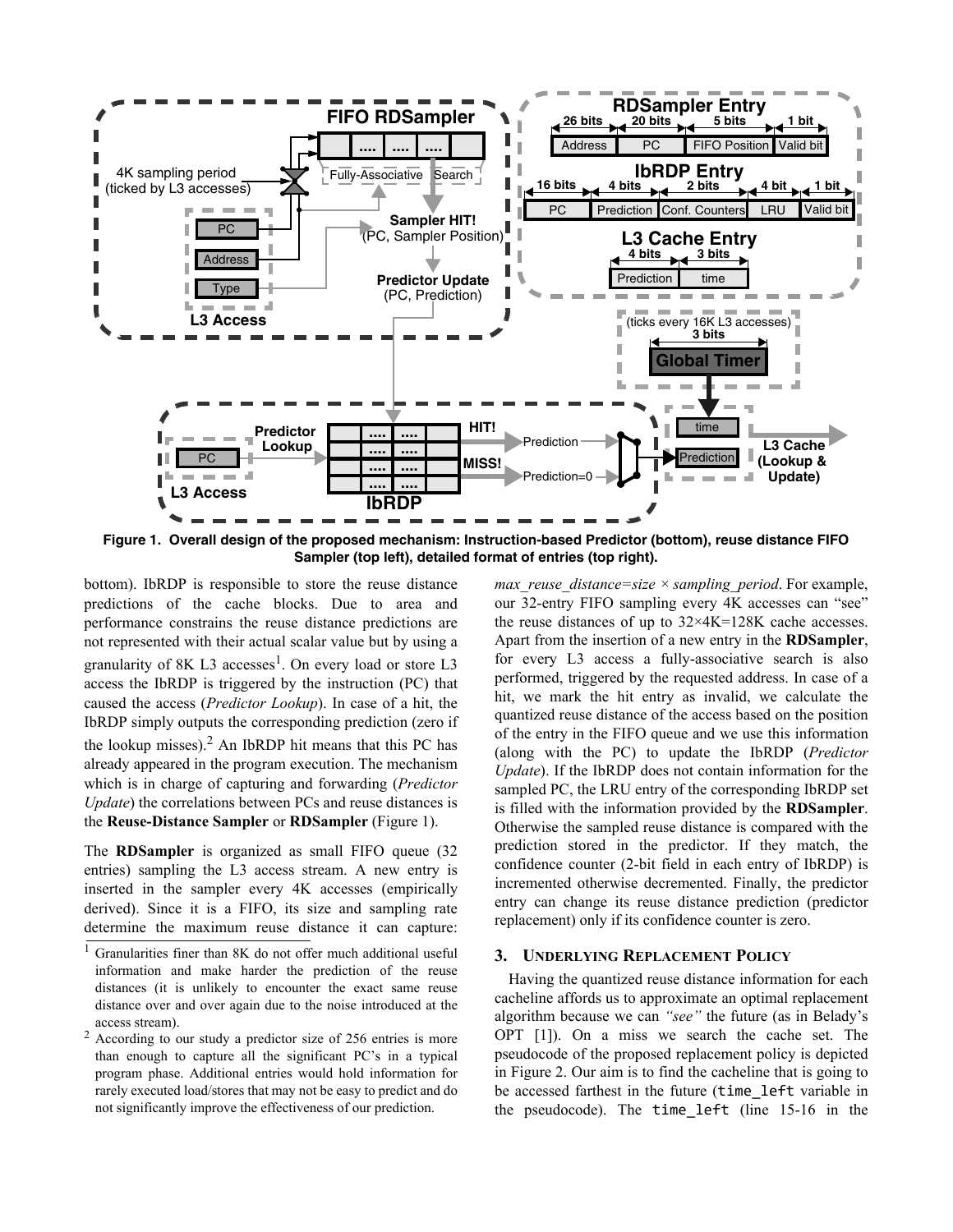**Figure 1. Overall design of the proposed mechanism: Instruction-based Predictor (bottom), reuse distance FIFO Sampler (top left), detailed format of entries (top right).**

bottom). IbRDP is responsible to store the reuse distance predictions of the cache blocks. Due to area and performance constrains the reuse distance predictions are not represented with their actual scalar value but by using a granularity of 8K L3 accesses[1]. On every load or store L3 access the IbRDP is triggered by the instruction (PC) that caused the access (*Predictor Lookup*). In case of a hit, the IbRDP simply outputs the corresponding prediction (zero if the lookup misses).[2] An IbRDP hit means that this PC has already appeared in the program execution. The mechanism which is in charge of capturing and forwarding (*Predictor Update*) the correlations between PCs and reuse distances is the **Reuse-Distance Sampler** or **RDSampler** (Figure 1).

The **RDSampler** is organized as small FIFO queue (32 entries) sampling the L3 access stream. A new entry is inserted in the sampler every 4K accesses (empirically derived). Since it is a FIFO, its size and sampling rate determine the maximum reuse distance it can capture: *max_reuse_distance=size × sampling_period*. For example, our 32-entry FIFO sampling every 4K accesses can "see" the reuse distances of up to 32×4K=128K cache accesses. Apart from the insertion of a new entry in the **RDSampler**, for every L3 access a fully-associative search is also performed, triggered by the requested address. In case of a hit, we mark the hit entry as invalid, we calculate the quantized reuse distance of the access based on the position of the entry in the FIFO queue and we use this information (along with the PC) to update the IbRDP (*Predictor Update*). If the IbRDP does not contain information for the sampled PC, the LRU entry of the corresponding IbRDP set is filled with the information provided by the **RDSampler**. Otherwise the sampled reuse distance is compared with the prediction stored in the predictor. If they match, the confidence counter (2-bit field in each entry of IbRDP) is incremented otherwise decremented. Finally, the predictor entry can change its reuse distance prediction (predictor replacement) only if its confidence counter is zero.

## 3. UNDERLYING REPLACEMENT POLICY

Having the quantized reuse distance information for each cacheline affords us to approximate an optimal replacement algorithm because we can *"see"* the future (as in Belady's OPT [1]). On a miss we search the cache set. The pseudocode of the proposed replacement policy is depicted in Figure 2. Our aim is to find the cacheline that is going to be accessed farthest in the future (`time_left` variable in the pseudocode). The `time_left` (line 15-16 in the

[1] Granularities finer than 8K do not offer much additional useful information and make harder the prediction of the reuse distances (it is unlikely to encounter the exact same reuse distance over and over again due to the noise introduced at the access stream).

[2] According to our study a predictor size of 256 entries is more than enough to capture all the significant PC's in a typical program phase. Additional entries would hold information for rarely executed load/stores that may not be easy to predict and do not significantly improve the effectiveness of our prediction.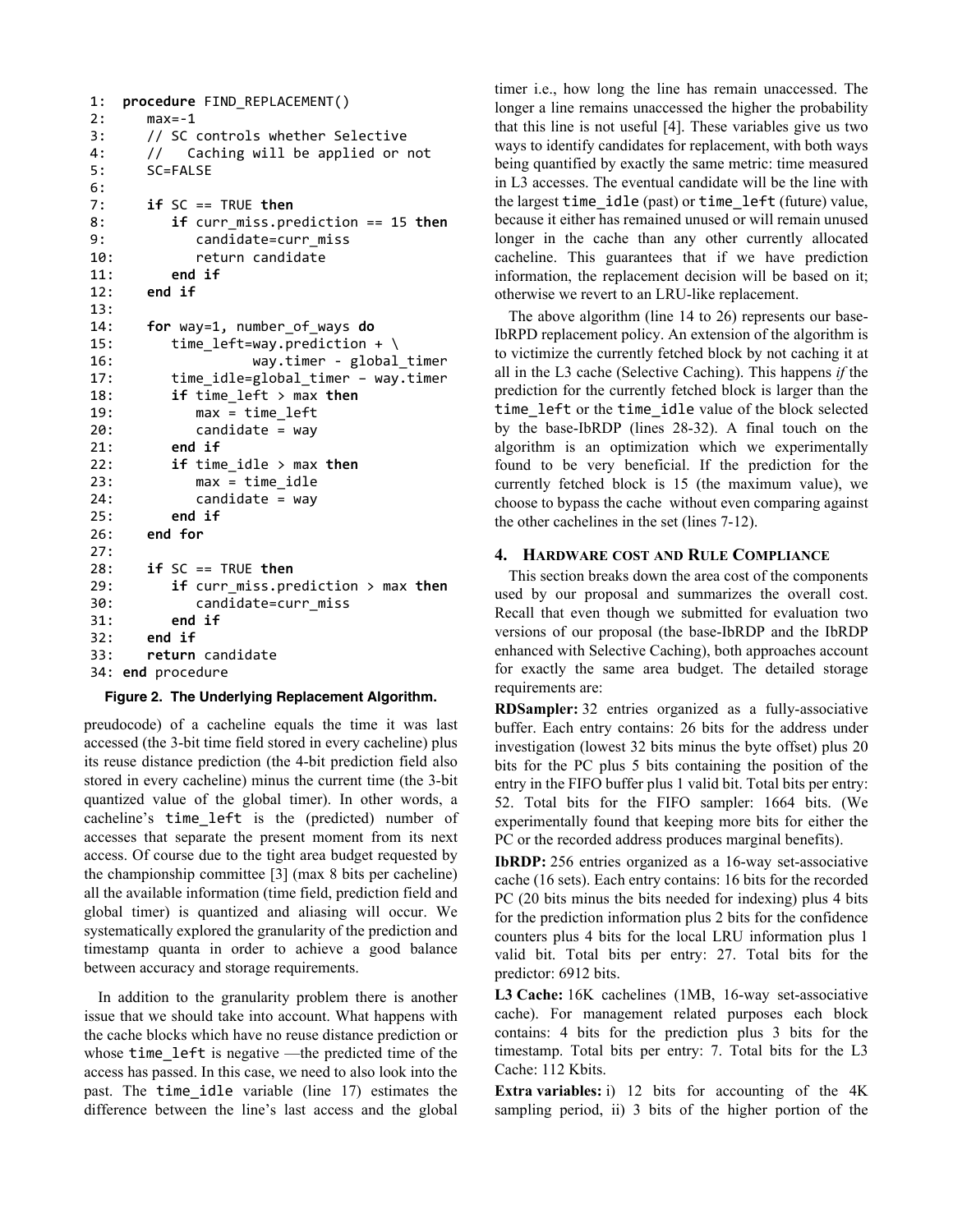```
1:  procedure FIND_REPLACEMENT()
2:     max=-1
3:     // SC controls whether Selective
4:     //   Caching will be applied or not
5:     SC=FALSE
6:
7:     if SC == TRUE then
8:        if curr_miss.prediction == 15 then
9:           candidate=curr_miss
10:          return candidate
11:       end if
12:    end if
13:
14:    for way=1, number_of_ways do
15:       time_left=way.prediction + \
16:                 way.timer - global_timer
17:       time_idle=global_timer – way.timer
18:       if time_left > max then
19:          max = time_left
20:          candidate = way
21:       end if
22:       if time_idle > max then
23:          max = time_idle
24:          candidate = way
25:       end if
26:    end for
27:
28:    if SC == TRUE then
29:       if curr_miss.prediction > max then
30:          candidate=curr_miss
31:       end if
32:    end if
33:    return candidate
34: end procedure
```

**Figure 2. The Underlying Replacement Algorithm.**

preudocode) of a cacheline equals the time it was last accessed (the 3-bit time field stored in every cacheline) plus its reuse distance prediction (the 4-bit prediction field also stored in every cacheline) minus the current time (the 3-bit quantized value of the global timer). In other words, a cacheline's `time_left` is the (predicted) number of accesses that separate the present moment from its next access. Of course due to the tight area budget requested by the championship committee [3] (max 8 bits per cacheline) all the available information (time field, prediction field and global timer) is quantized and aliasing will occur. We systematically explored the granularity of the prediction and timestamp quanta in order to achieve a good balance between accuracy and storage requirements.

In addition to the granularity problem there is another issue that we should take into account. What happens with the cache blocks which have no reuse distance prediction or whose `time_left` is negative —the predicted time of the access has passed. In this case, we need to also look into the past. The `time_idle` variable (line 17) estimates the difference between the line's last access and the global timer i.e., how long the line has remain unaccessed. The longer a line remains unaccessed the higher the probability that this line is not useful [4]. These variables give us two ways to identify candidates for replacement, with both ways being quantified by exactly the same metric: time measured in L3 accesses. The eventual candidate will be the line with the largest `time_idle` (past) or `time_left` (future) value, because it either has remained unused or will remain unused longer in the cache than any other currently allocated cacheline. This guarantees that if we have prediction information, the replacement decision will be based on it; otherwise we revert to an LRU-like replacement.

The above algorithm (line 14 to 26) represents our base-IbRPD replacement policy. An extension of the algorithm is to victimize the currently fetched block by not caching it at all in the L3 cache (Selective Caching). This happens *if* the prediction for the currently fetched block is larger than the `time_left` or the `time_idle` value of the block selected by the base-IbRDP (lines 28-32). A final touch on the algorithm is an optimization which we experimentally found to be very beneficial. If the prediction for the currently fetched block is 15 (the maximum value), we choose to bypass the cache without even comparing against the other cachelines in the set (lines 7-12).

## 4. Hardware cost and Rule Compliance

This section breaks down the area cost of the components used by our proposal and summarizes the overall cost. Recall that even though we submitted for evaluation two versions of our proposal (the base-IbRDP and the IbRDP enhanced with Selective Caching), both approaches account for exactly the same area budget. The detailed storage requirements are:

**RDSampler:** 32 entries organized as a fully-associative buffer. Each entry contains: 26 bits for the address under investigation (lowest 32 bits minus the byte offset) plus 20 bits for the PC plus 5 bits containing the position of the entry in the FIFO buffer plus 1 valid bit. Total bits per entry: 52. Total bits for the FIFO sampler: 1664 bits. (We experimentally found that keeping more bits for either the PC or the recorded address produces marginal benefits).

**IbRDP:** 256 entries organized as a 16-way set-associative cache (16 sets). Each entry contains: 16 bits for the recorded PC (20 bits minus the bits needed for indexing) plus 4 bits for the prediction information plus 2 bits for the confidence counters plus 4 bits for the local LRU information plus 1 valid bit. Total bits per entry: 27. Total bits for the predictor: 6912 bits.

**L3 Cache:** 16K cachelines (1MB, 16-way set-associative cache). For management related purposes each block contains: 4 bits for the prediction plus 3 bits for the timestamp. Total bits per entry: 7. Total bits for the L3 Cache: 112 Kbits.

**Extra variables:** i) 12 bits for accounting of the 4K sampling period, ii) 3 bits of the higher portion of the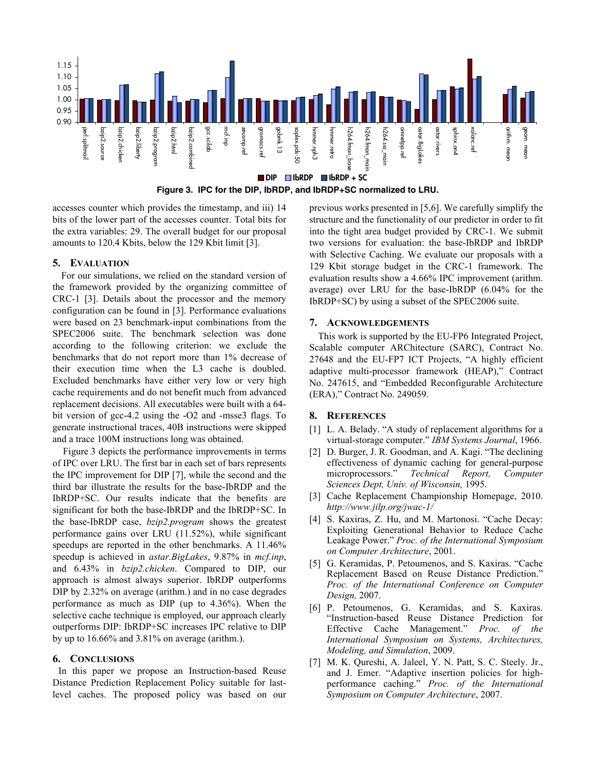1.15
1.10
1.05
1.00
0.95
0.90

perl.splitmail
bzip2.source
bzip2.chicken
bzip2.liberty
bzip2.program
bzip2.html
bzip2.combined
gcc.scilab
mcf.inp
zeusmp.ref
gromacs.ref
gobmk.13
soplex.pds-50
hmmer.nph3
hmmer.retro
h264.fman_base
h264.fman_main
h264.sss_main
omnetpp.ref
astar.BigLakes
astar.rivers
sphinx.an4
xalanc.ref
arithm. mean
geom. mean

DIP IbRDP IbRDP + SC

**Figure 3. IPC for the DIP, IbRDP, and IbRDP+SC normalized to LRU.**

accesses counter which provides the timestamp, and iii) 14 bits of the lower part of the accesses counter. Total bits for the extra variables: 29. The overall budget for our proposal amounts to 120.4 Kbits, below the 129 Kbit limit [3].

## 5. EVALUATION

For our simulations, we relied on the standard version of the framework provided by the organizing committee of CRC-1 [3]. Details about the processor and the memory configuration can be found in [3]. Performance evaluations were based on 23 benchmark-input combinations from the SPEC2006 suite. The benchmark selection was done according to the following criterion: we exclude the benchmarks that do not report more than 1% decrease of their execution time when the L3 cache is doubled. Excluded benchmarks have either very low or very high cache requirements and do not benefit much from advanced replacement decisions. All executables were built with a 64-bit version of gcc-4.2 using the -O2 and -msse3 flags. To generate instructional traces, 40B instructions were skipped and a trace 100M instructions long was obtained.

Figure 3 depicts the performance improvements in terms of IPC over LRU. The first bar in each set of bars represents the IPC improvement for DIP [7], while the second and the third bar illustrate the results for the base-IbRDP and the IbRDP+SC. Our results indicate that the benefits are significant for both the base-IbRDP and the IbRDP+SC. In the base-IbRDP case, *bzip2.program* shows the greatest performance gains over LRU (11.52%), while significant speedups are reported in the other benchmarks. A 11.46% speedup is achieved in *astar.BigLakes*, 9.87% in *mcf.inp*, and 6.43% in *bzip2.chicken*. Compared to DIP, our approach is almost always superior. IbRDP outperforms DIP by 2.32% on average (arithm.) and in no case degrades performance as much as DIP (up to 4.36%). When the selective cache technique is employed, our approach clearly outperforms DIP: IbRDP+SC increases IPC relative to DIP by up to 16.66% and 3.81% on average (arithm.).

## 6. CONCLUSIONS

In this paper we propose an Instruction-based Reuse Distance Prediction Replacement Policy suitable for last-level caches. The proposed policy was based on our previous works presented in [5,6]. We carefully simplify the structure and the functionality of our predictor in order to fit into the tight area budget provided by CRC-1. We submit two versions for evaluation: the base-IbRDP and IbRDP with Selective Caching. We evaluate our proposals with a 129 Kbit storage budget in the CRC-1 framework. The evaluation results show a 4.66% IPC improvement (arithm. average) over LRU for the base-IbRDP (6.04% for the IbRDP+SC) by using a subset of the SPEC2006 suite.

## 7. ACKNOWLEDGEMENTS

This work is supported by the EU-FP6 Integrated Project, Scalable computer ARChitecture (SARC), Contract No. 27648 and the EU-FP7 ICT Projects, "A highly efficient adaptive multi-processor framework (HEAP)," Contract No. 247615, and "Embedded Reconfigurable Architecture (ERA)," Contract No. 249059.

## 8. REFERENCES

[1] L. A. Belady. "A study of replacement algorithms for a virtual-storage computer." *IBM Systems Journal*, 1966.

[2] D. Burger, J. R. Goodman, and A. Kagi. "The declining effectiveness of dynamic caching for general-purpose microprocessors." *Technical Report, Computer Sciences Dept, Univ. of Wisconsin,* 1995.

[3] Cache Replacement Championship Homepage, 2010. *http://www.jilp.org/jwac-1/*

[4] S. Kaxiras, Z. Hu, and M. Martonosi. "Cache Decay: Exploiting Generational Behavior to Reduce Cache Leakage Power." *Proc. of the International Symposium on Computer Architecture*, 2001.

[5] G. Keramidas, P. Petoumenos, and S. Kaxiras. "Cache Replacement Based on Reuse Distance Prediction." *Proc. of the International Conference on Computer Design,* 2007.

[6] P. Petoumenos, G. Keramidas, and S. Kaxiras. "Instruction-based Reuse Distance Prediction for Effective Cache Management." *Proc. of the International Symposium on Systems, Architectures, Modeling, and Simulation*, 2009.

[7] M. K. Qureshi, A. Jaleel, Y. N. Patt, S. C. Steely. Jr., and J. Emer. "Adaptive insertion policies for high-performance caching." *Proc. of the International Symposium on Computer Architecture*, 2007.